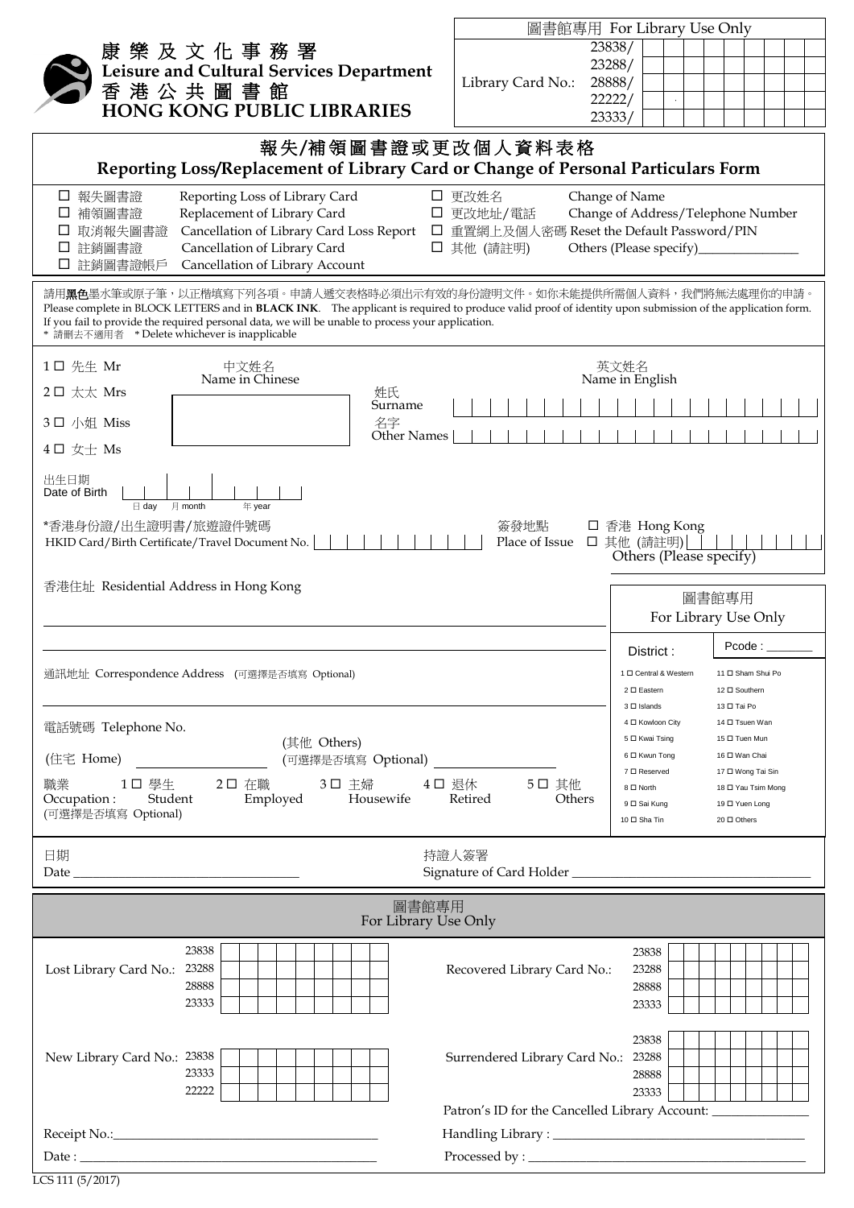康樂及文化事務署
Leisure and Cultural Services Department
香港公共圖書館
HONG KONG PUBLIC LIBRARIES

| 圖書館專用 For Library Use Only | |
|---|---|
| Library Card No.: | 23838/ |
| | 23288/ |
| | 28888/ |
| | 22222/ |
| | 23333/ |

# 報失/補領圖書證或更改個人資料表格
# Reporting Loss/Replacement of Library Card or Change of Personal Particulars Form

- ☐ 報失圖書證 Reporting Loss of Library Card
- ☐ 補領圖書證 Replacement of Library Card
- ☐ 取消報失圖書證 Cancellation of Library Card Loss Report
- ☐ 註銷圖書證 Cancellation of Library Card
- ☐ 註銷圖書證帳戶 Cancellation of Library Account
- ☐ 更改姓名 Change of Name
- ☐ 更改地址/電話 Change of Address/Telephone Number
- ☐ 重置網上及個人密碼 Reset the Default Password/PIN
- ☐ 其他 (請註明) Others (Please specify)_______________

請用**黑色**墨水筆或原子筆，以正楷填寫下列各項。申請人遞交表格時必須出示有效的身份證明文件。如你未能提供所需個人資料，我們將無法處理你的申請。
Please complete in BLOCK LETTERS and in **BLACK INK**. The applicant is required to produce valid proof of identity upon submission of the application form. If you fail to provide the required personal data, we will be unable to process your application.
\* 請刪去不適用者 \* Delete whichever is inapplicable

1 ☐ 先生 Mr
2 ☐ 太太 Mrs
3 ☐ 小姐 Miss
4 ☐ 女士 Ms

中文姓名 Name in Chinese

英文姓名 Name in English
姓氏 Surname
名字 Other Names

出生日期 Date of Birth 日 day 月 month 年 year

\*香港身份證/出生證明書/旅遊證件號碼 HKID Card/Birth Certificate/Travel Document No.

簽發地點 Place of Issue ☐ 香港 Hong Kong ☐ 其他 (請註明) Others (Please specify)

香港住址 Residential Address in Hong Kong

通訊地址 Correspondence Address (可選擇是否填寫 Optional)

電話號碼 Telephone No.
(住宅 Home) ____________ (其他 Others) (可選擇是否填寫 Optional) ____________

職業 Occupation: (可選擇是否填寫 Optional)
1 ☐ 學生 Student 2 ☐ 在職 Employed 3 ☐ 主婦 Housewife 4 ☐ 退休 Retired 5 ☐ 其他 Others

圖書館專用 For Library Use Only

District :  Pcode : _______

| | |
|---|---|
| 1 ☐ Central & Western | 11 ☐ Sham Shui Po |
| 2 ☐ Eastern | 12 ☐ Southern |
| 3 ☐ Islands | 13 ☐ Tai Po |
| 4 ☐ Kowloon City | 14 ☐ Tsuen Wan |
| 5 ☐ Kwai Tsing | 15 ☐ Tuen Mun |
| 6 ☐ Kwun Tong | 16 ☐ Wan Chai |
| 7 ☐ Reserved | 17 ☐ Wong Tai Sin |
| 8 ☐ North | 18 ☐ Yau Tsim Mong |
| 9 ☐ Sai Kung | 19 ☐ Yuen Long |
| 10 ☐ Sha Tin | 20 ☐ Others |

日期 Date ______________________

持證人簽署 Signature of Card Holder ______________________

## 圖書館專用 For Library Use Only

Lost Library Card No.: 23838 / 23288 / 28888 / 23333

Recovered Library Card No.: 23838 / 23288 / 28888 / 23333

New Library Card No.: 23838 / 23333 / 22222

Surrendered Library Card No.: 23838 / 23288 / 28888 / 23333

Patron's ID for the Cancelled Library Account: ______________

Receipt No.: ______________________

Date : ______________________

Handling Library : ______________________

Processed by : ______________________

LCS 111 (5/2017)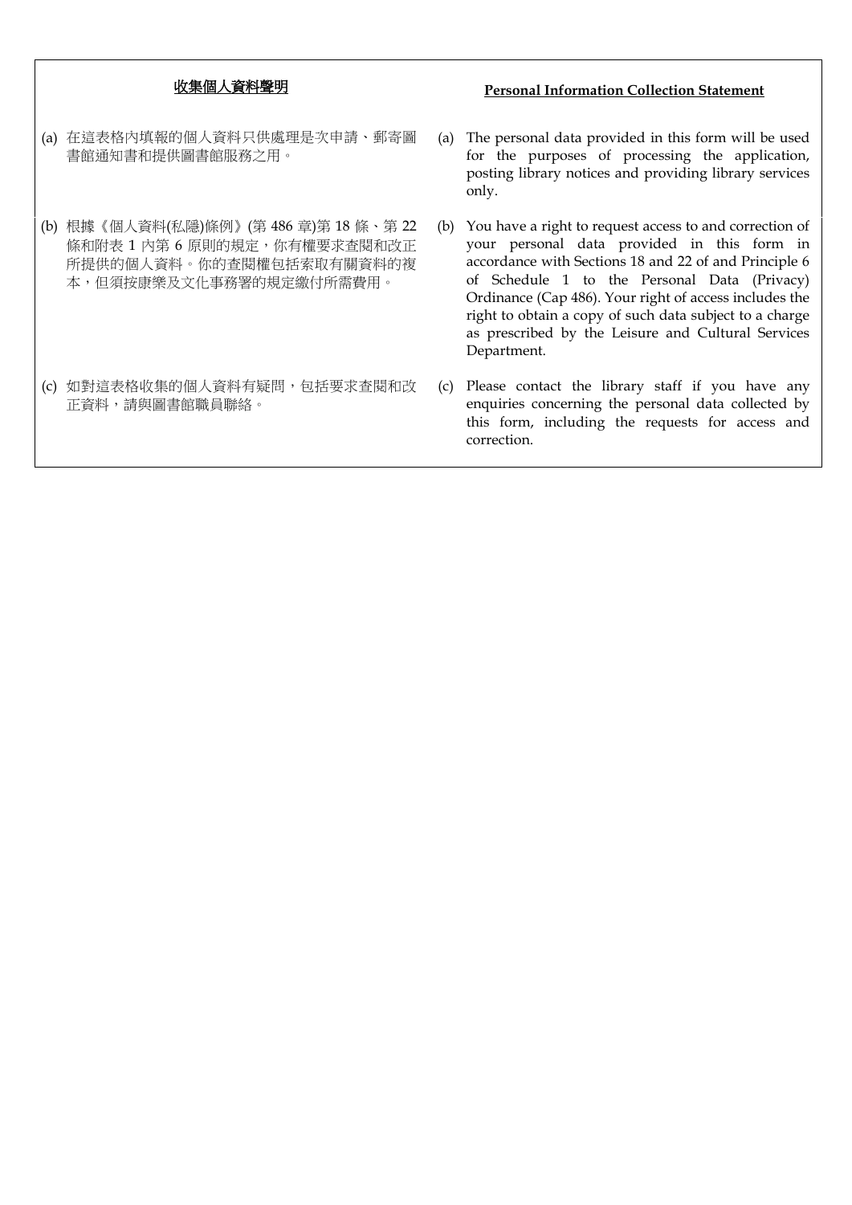## 收集個人資料聲明

(a) 在這表格內填報的個人資料只供處理是次申請、郵寄圖書館通知書和提供圖書館服務之用。

(b) 根據《個人資料(私隱)條例》(第 486 章)第 18 條、第 22 條和附表 1 內第 6 原則的規定，你有權要求查閱和改正所提供的個人資料。你的查閱權包括索取有關資料的複本，但須按康樂及文化事務署的規定繳付所需費用。

(c) 如對這表格收集的個人資料有疑問，包括要求查閱和改正資料，請與圖書館職員聯絡。

## Personal Information Collection Statement

(a) The personal data provided in this form will be used for the purposes of processing the application, posting library notices and providing library services only.

(b) You have a right to request access to and correction of your personal data provided in this form in accordance with Sections 18 and 22 of and Principle 6 of Schedule 1 to the Personal Data (Privacy) Ordinance (Cap 486). Your right of access includes the right to obtain a copy of such data subject to a charge as prescribed by the Leisure and Cultural Services Department.

(c) Please contact the library staff if you have any enquiries concerning the personal data collected by this form, including the requests for access and correction.